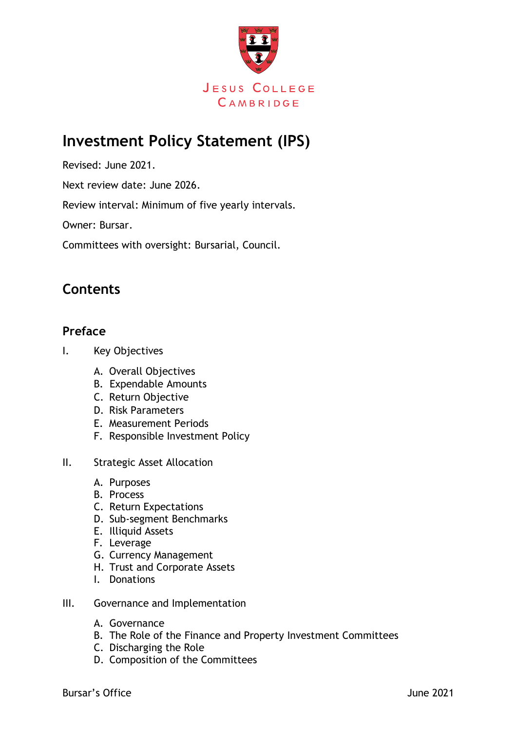JESUS COLLEGE
CAMBRIDGE

# Investment Policy Statement (IPS)

Revised: June 2021.

Next review date: June 2026.

Review interval: Minimum of five yearly intervals.

Owner: Bursar.

Committees with oversight: Bursarial, Council.

## Contents

### Preface

I. Key Objectives

- A. Overall Objectives
- B. Expendable Amounts
- C. Return Objective
- D. Risk Parameters
- E. Measurement Periods
- F. Responsible Investment Policy

II. Strategic Asset Allocation

- A. Purposes
- B. Process
- C. Return Expectations
- D. Sub-segment Benchmarks
- E. Illiquid Assets
- F. Leverage
- G. Currency Management
- H. Trust and Corporate Assets
- I. Donations

III. Governance and Implementation

- A. Governance
- B. The Role of the Finance and Property Investment Committees
- C. Discharging the Role
- D. Composition of the Committees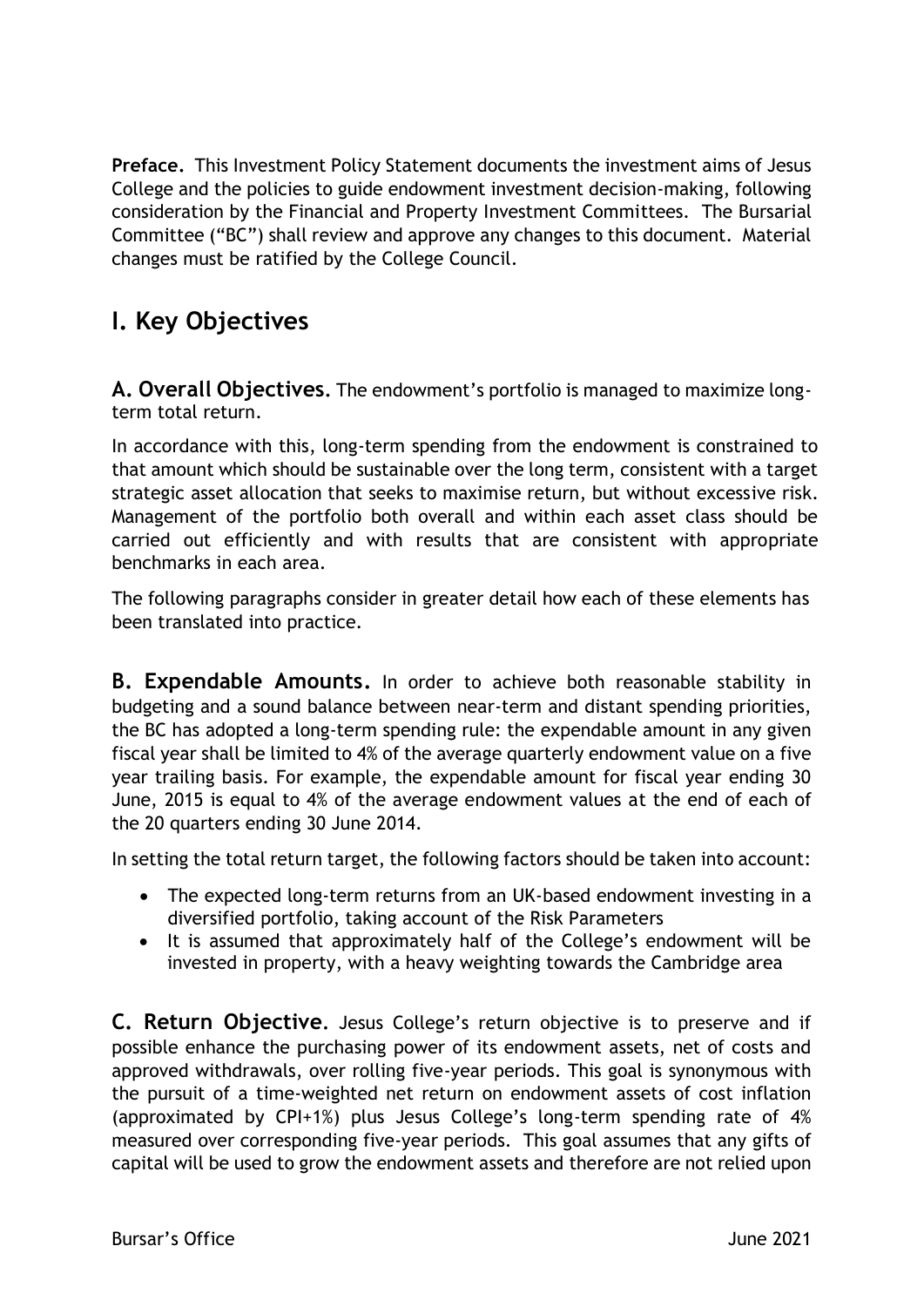**Preface.** This Investment Policy Statement documents the investment aims of Jesus College and the policies to guide endowment investment decision-making, following consideration by the Financial and Property Investment Committees. The Bursarial Committee ("BC") shall review and approve any changes to this document. Material changes must be ratified by the College Council.

# I. Key Objectives

**A. Overall Objectives**. The endowment's portfolio is managed to maximize long-term total return.

In accordance with this, long-term spending from the endowment is constrained to that amount which should be sustainable over the long term, consistent with a target strategic asset allocation that seeks to maximise return, but without excessive risk. Management of the portfolio both overall and within each asset class should be carried out efficiently and with results that are consistent with appropriate benchmarks in each area.

The following paragraphs consider in greater detail how each of these elements has been translated into practice.

**B. Expendable Amounts.** In order to achieve both reasonable stability in budgeting and a sound balance between near-term and distant spending priorities, the BC has adopted a long-term spending rule: the expendable amount in any given fiscal year shall be limited to 4% of the average quarterly endowment value on a five year trailing basis. For example, the expendable amount for fiscal year ending 30 June, 2015 is equal to 4% of the average endowment values at the end of each of the 20 quarters ending 30 June 2014.

In setting the total return target, the following factors should be taken into account:

- The expected long-term returns from an UK-based endowment investing in a diversified portfolio, taking account of the Risk Parameters
- It is assumed that approximately half of the College's endowment will be invested in property, with a heavy weighting towards the Cambridge area

**C. Return Objective**. Jesus College's return objective is to preserve and if possible enhance the purchasing power of its endowment assets, net of costs and approved withdrawals, over rolling five-year periods. This goal is synonymous with the pursuit of a time-weighted net return on endowment assets of cost inflation (approximated by CPI+1%) plus Jesus College's long-term spending rate of 4% measured over corresponding five-year periods. This goal assumes that any gifts of capital will be used to grow the endowment assets and therefore are not relied upon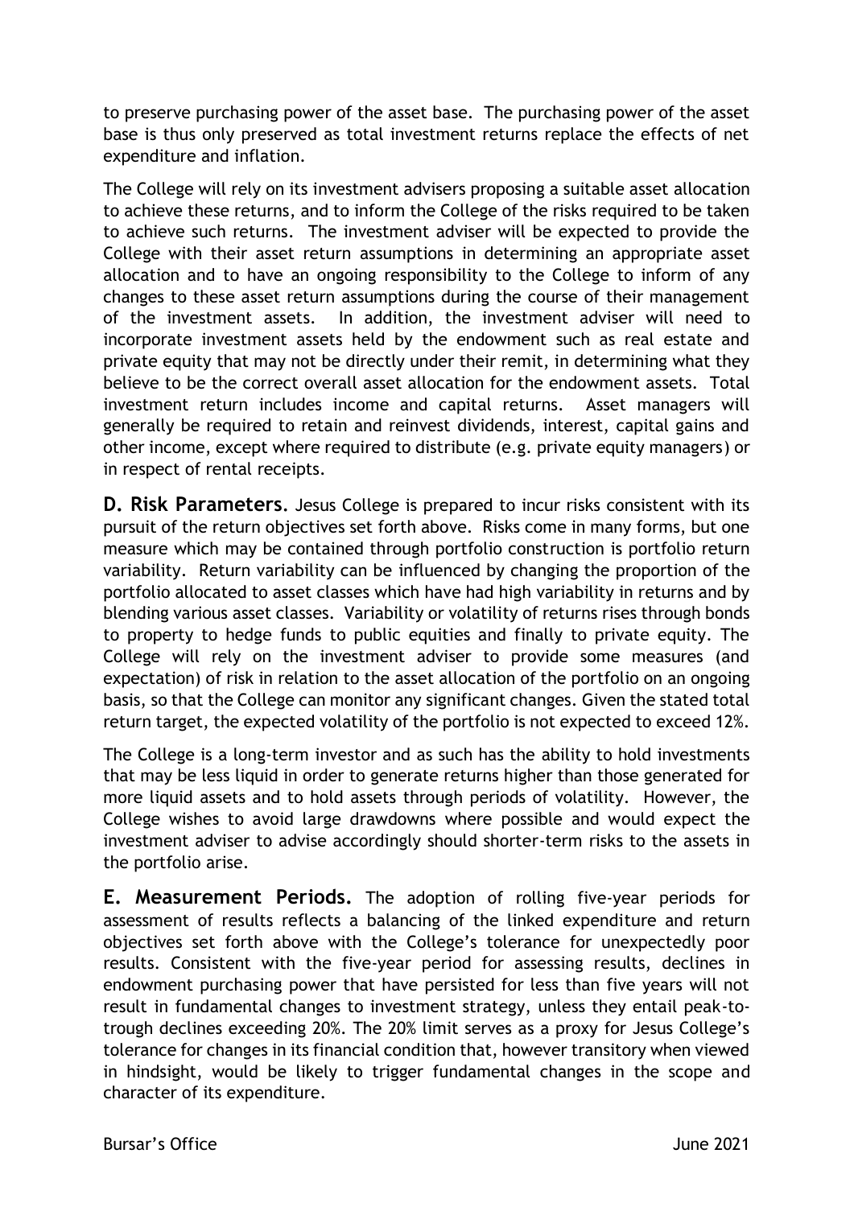to preserve purchasing power of the asset base. The purchasing power of the asset base is thus only preserved as total investment returns replace the effects of net expenditure and inflation.

The College will rely on its investment advisers proposing a suitable asset allocation to achieve these returns, and to inform the College of the risks required to be taken to achieve such returns. The investment adviser will be expected to provide the College with their asset return assumptions in determining an appropriate asset allocation and to have an ongoing responsibility to the College to inform of any changes to these asset return assumptions during the course of their management of the investment assets. In addition, the investment adviser will need to incorporate investment assets held by the endowment such as real estate and private equity that may not be directly under their remit, in determining what they believe to be the correct overall asset allocation for the endowment assets. Total investment return includes income and capital returns. Asset managers will generally be required to retain and reinvest dividends, interest, capital gains and other income, except where required to distribute (e.g. private equity managers) or in respect of rental receipts.

**D. Risk Parameters.** Jesus College is prepared to incur risks consistent with its pursuit of the return objectives set forth above. Risks come in many forms, but one measure which may be contained through portfolio construction is portfolio return variability. Return variability can be influenced by changing the proportion of the portfolio allocated to asset classes which have had high variability in returns and by blending various asset classes. Variability or volatility of returns rises through bonds to property to hedge funds to public equities and finally to private equity. The College will rely on the investment adviser to provide some measures (and expectation) of risk in relation to the asset allocation of the portfolio on an ongoing basis, so that the College can monitor any significant changes. Given the stated total return target, the expected volatility of the portfolio is not expected to exceed 12%.

The College is a long-term investor and as such has the ability to hold investments that may be less liquid in order to generate returns higher than those generated for more liquid assets and to hold assets through periods of volatility. However, the College wishes to avoid large drawdowns where possible and would expect the investment adviser to advise accordingly should shorter-term risks to the assets in the portfolio arise.

**E. Measurement Periods.** The adoption of rolling five-year periods for assessment of results reflects a balancing of the linked expenditure and return objectives set forth above with the College's tolerance for unexpectedly poor results. Consistent with the five-year period for assessing results, declines in endowment purchasing power that have persisted for less than five years will not result in fundamental changes to investment strategy, unless they entail peak-to-trough declines exceeding 20%. The 20% limit serves as a proxy for Jesus College's tolerance for changes in its financial condition that, however transitory when viewed in hindsight, would be likely to trigger fundamental changes in the scope and character of its expenditure.

Bursar's Office June 2021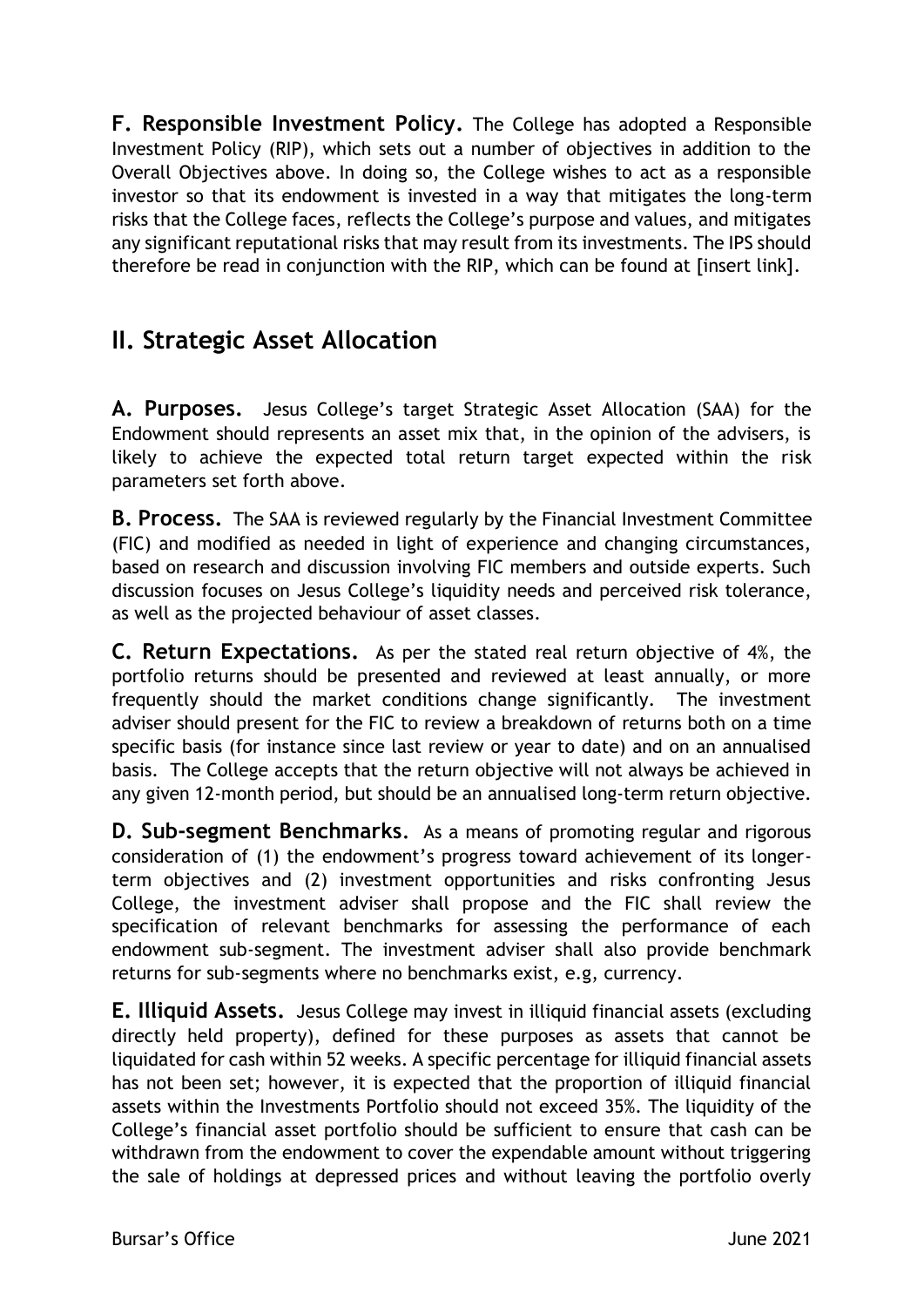**F. Responsible Investment Policy.** The College has adopted a Responsible Investment Policy (RIP), which sets out a number of objectives in addition to the Overall Objectives above. In doing so, the College wishes to act as a responsible investor so that its endowment is invested in a way that mitigates the long-term risks that the College faces, reflects the College's purpose and values, and mitigates any significant reputational risks that may result from its investments. The IPS should therefore be read in conjunction with the RIP, which can be found at [insert link].

## II. Strategic Asset Allocation

**A. Purposes.** Jesus College's target Strategic Asset Allocation (SAA) for the Endowment should represents an asset mix that, in the opinion of the advisers, is likely to achieve the expected total return target expected within the risk parameters set forth above.

**B. Process.** The SAA is reviewed regularly by the Financial Investment Committee (FIC) and modified as needed in light of experience and changing circumstances, based on research and discussion involving FIC members and outside experts. Such discussion focuses on Jesus College's liquidity needs and perceived risk tolerance, as well as the projected behaviour of asset classes.

**C. Return Expectations.** As per the stated real return objective of 4%, the portfolio returns should be presented and reviewed at least annually, or more frequently should the market conditions change significantly. The investment adviser should present for the FIC to review a breakdown of returns both on a time specific basis (for instance since last review or year to date) and on an annualised basis. The College accepts that the return objective will not always be achieved in any given 12-month period, but should be an annualised long-term return objective.

**D. Sub-segment Benchmarks.** As a means of promoting regular and rigorous consideration of (1) the endowment's progress toward achievement of its longer-term objectives and (2) investment opportunities and risks confronting Jesus College, the investment adviser shall propose and the FIC shall review the specification of relevant benchmarks for assessing the performance of each endowment sub-segment. The investment adviser shall also provide benchmark returns for sub-segments where no benchmarks exist, e.g, currency.

**E. Illiquid Assets.** Jesus College may invest in illiquid financial assets (excluding directly held property), defined for these purposes as assets that cannot be liquidated for cash within 52 weeks. A specific percentage for illiquid financial assets has not been set; however, it is expected that the proportion of illiquid financial assets within the Investments Portfolio should not exceed 35%. The liquidity of the College's financial asset portfolio should be sufficient to ensure that cash can be withdrawn from the endowment to cover the expendable amount without triggering the sale of holdings at depressed prices and without leaving the portfolio overly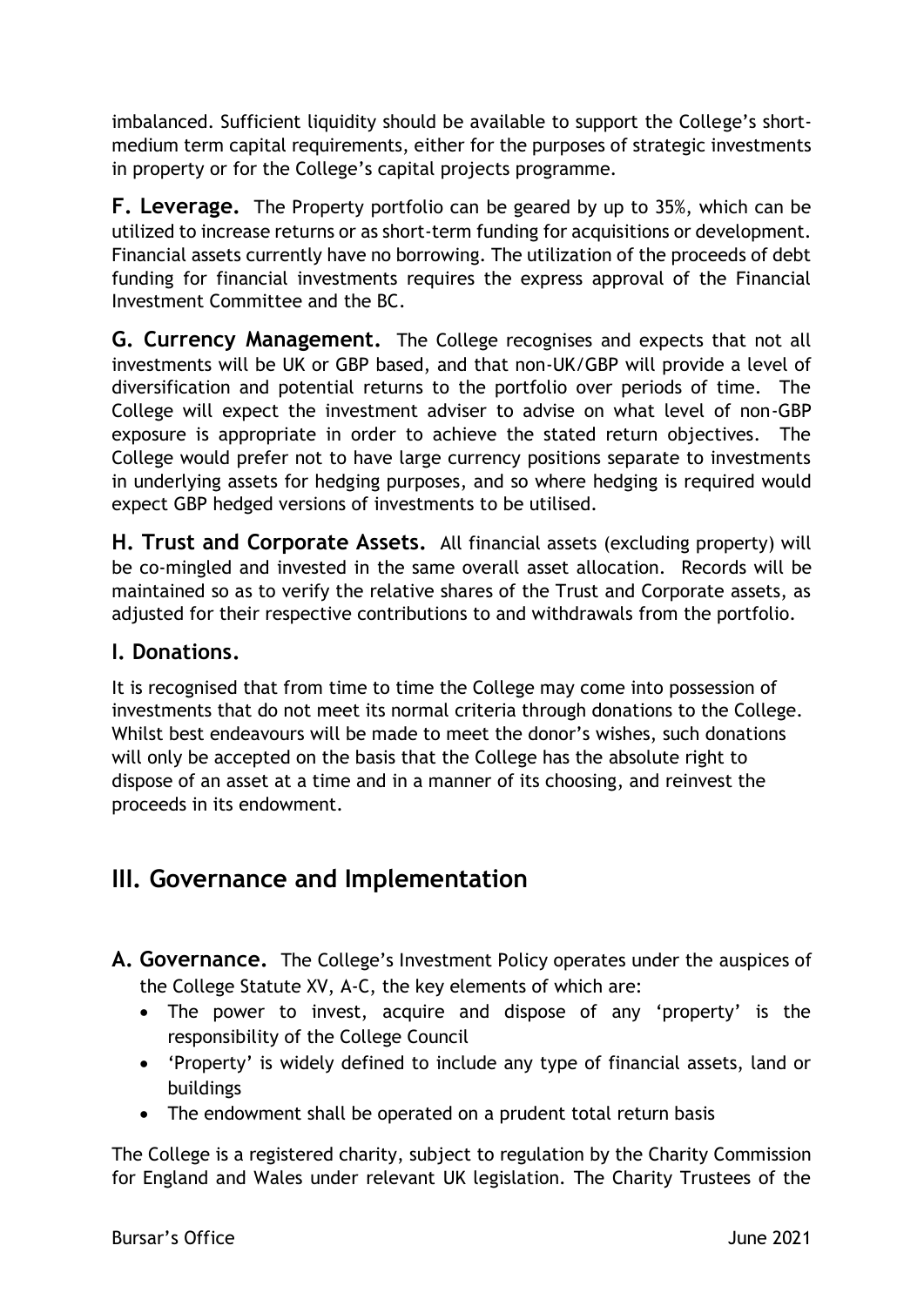imbalanced. Sufficient liquidity should be available to support the College's short-medium term capital requirements, either for the purposes of strategic investments in property or for the College's capital projects programme.

**F. Leverage.** The Property portfolio can be geared by up to 35%, which can be utilized to increase returns or as short-term funding for acquisitions or development. Financial assets currently have no borrowing. The utilization of the proceeds of debt funding for financial investments requires the express approval of the Financial Investment Committee and the BC.

**G. Currency Management.** The College recognises and expects that not all investments will be UK or GBP based, and that non-UK/GBP will provide a level of diversification and potential returns to the portfolio over periods of time. The College will expect the investment adviser to advise on what level of non-GBP exposure is appropriate in order to achieve the stated return objectives. The College would prefer not to have large currency positions separate to investments in underlying assets for hedging purposes, and so where hedging is required would expect GBP hedged versions of investments to be utilised.

**H. Trust and Corporate Assets.** All financial assets (excluding property) will be co-mingled and invested in the same overall asset allocation. Records will be maintained so as to verify the relative shares of the Trust and Corporate assets, as adjusted for their respective contributions to and withdrawals from the portfolio.

### I. Donations.

It is recognised that from time to time the College may come into possession of investments that do not meet its normal criteria through donations to the College. Whilst best endeavours will be made to meet the donor's wishes, such donations will only be accepted on the basis that the College has the absolute right to dispose of an asset at a time and in a manner of its choosing, and reinvest the proceeds in its endowment.

## III. Governance and Implementation

**A. Governance.** The College's Investment Policy operates under the auspices of the College Statute XV, A-C, the key elements of which are:

- The power to invest, acquire and dispose of any 'property' is the responsibility of the College Council
- 'Property' is widely defined to include any type of financial assets, land or buildings
- The endowment shall be operated on a prudent total return basis

The College is a registered charity, subject to regulation by the Charity Commission for England and Wales under relevant UK legislation. The Charity Trustees of the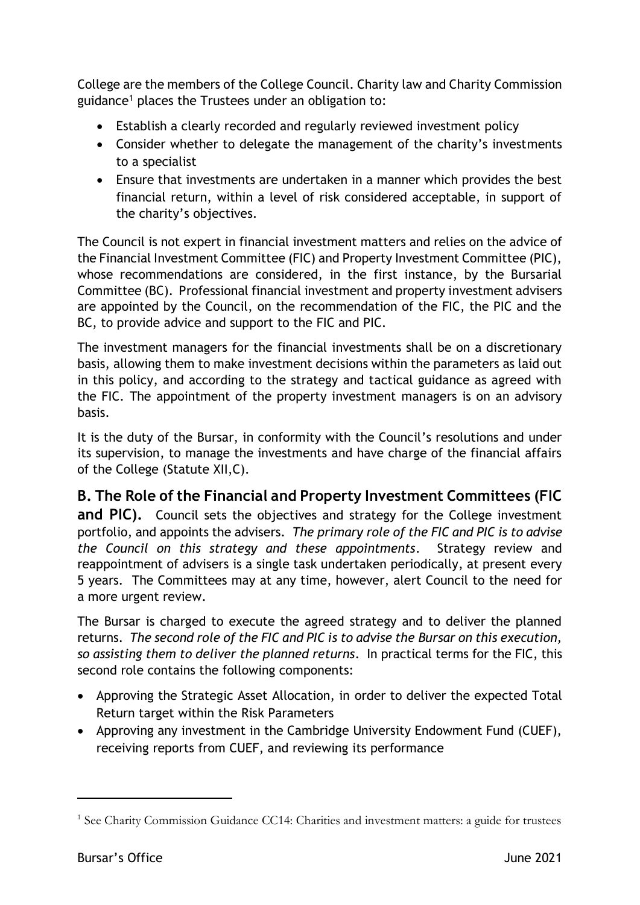College are the members of the College Council. Charity law and Charity Commission guidance[1] places the Trustees under an obligation to:

- Establish a clearly recorded and regularly reviewed investment policy
- Consider whether to delegate the management of the charity's investments to a specialist
- Ensure that investments are undertaken in a manner which provides the best financial return, within a level of risk considered acceptable, in support of the charity's objectives.

The Council is not expert in financial investment matters and relies on the advice of the Financial Investment Committee (FIC) and Property Investment Committee (PIC), whose recommendations are considered, in the first instance, by the Bursarial Committee (BC). Professional financial investment and property investment advisers are appointed by the Council, on the recommendation of the FIC, the PIC and the BC, to provide advice and support to the FIC and PIC.

The investment managers for the financial investments shall be on a discretionary basis, allowing them to make investment decisions within the parameters as laid out in this policy, and according to the strategy and tactical guidance as agreed with the FIC. The appointment of the property investment managers is on an advisory basis.

It is the duty of the Bursar, in conformity with the Council's resolutions and under its supervision, to manage the investments and have charge of the financial affairs of the College (Statute XII,C).

## B. The Role of the Financial and Property Investment Committees (FIC and PIC).

Council sets the objectives and strategy for the College investment portfolio, and appoints the advisers. *The primary role of the FIC and PIC is to advise the Council on this strategy and these appointments*. Strategy review and reappointment of advisers is a single task undertaken periodically, at present every 5 years. The Committees may at any time, however, alert Council to the need for a more urgent review.

The Bursar is charged to execute the agreed strategy and to deliver the planned returns. *The second role of the FIC and PIC is to advise the Bursar on this execution, so assisting them to deliver the planned returns*. In practical terms for the FIC, this second role contains the following components:

- Approving the Strategic Asset Allocation, in order to deliver the expected Total Return target within the Risk Parameters
- Approving any investment in the Cambridge University Endowment Fund (CUEF), receiving reports from CUEF, and reviewing its performance

---

[1] See Charity Commission Guidance CC14: Charities and investment matters: a guide for trustees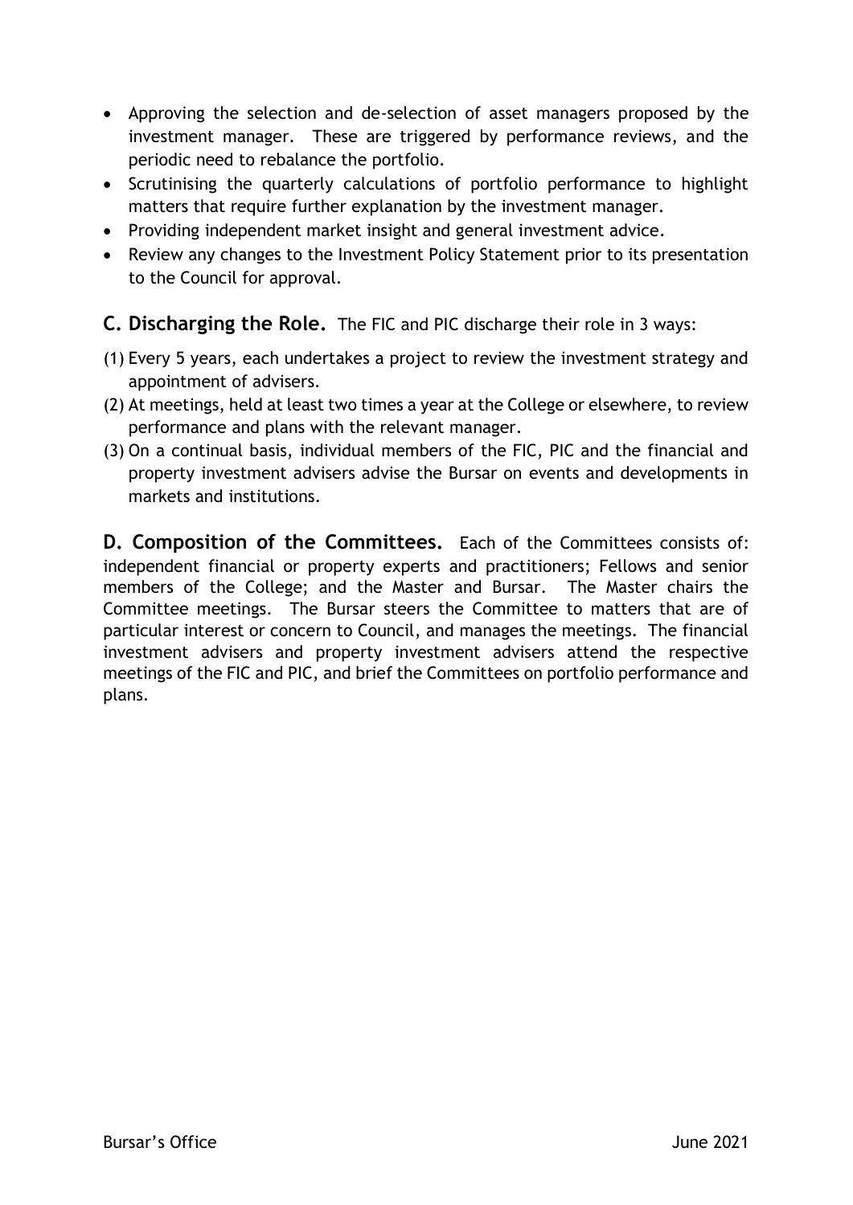- Approving the selection and de-selection of asset managers proposed by the investment manager. These are triggered by performance reviews, and the periodic need to rebalance the portfolio.
- Scrutinising the quarterly calculations of portfolio performance to highlight matters that require further explanation by the investment manager.
- Providing independent market insight and general investment advice.
- Review any changes to the Investment Policy Statement prior to its presentation to the Council for approval.

**C. Discharging the Role.** The FIC and PIC discharge their role in 3 ways:

(1) Every 5 years, each undertakes a project to review the investment strategy and appointment of advisers.

(2) At meetings, held at least two times a year at the College or elsewhere, to review performance and plans with the relevant manager.

(3) On a continual basis, individual members of the FIC, PIC and the financial and property investment advisers advise the Bursar on events and developments in markets and institutions.

**D. Composition of the Committees.** Each of the Committees consists of: independent financial or property experts and practitioners; Fellows and senior members of the College; and the Master and Bursar. The Master chairs the Committee meetings. The Bursar steers the Committee to matters that are of particular interest or concern to Council, and manages the meetings. The financial investment advisers and property investment advisers attend the respective meetings of the FIC and PIC, and brief the Committees on portfolio performance and plans.

Bursar's Office June 2021